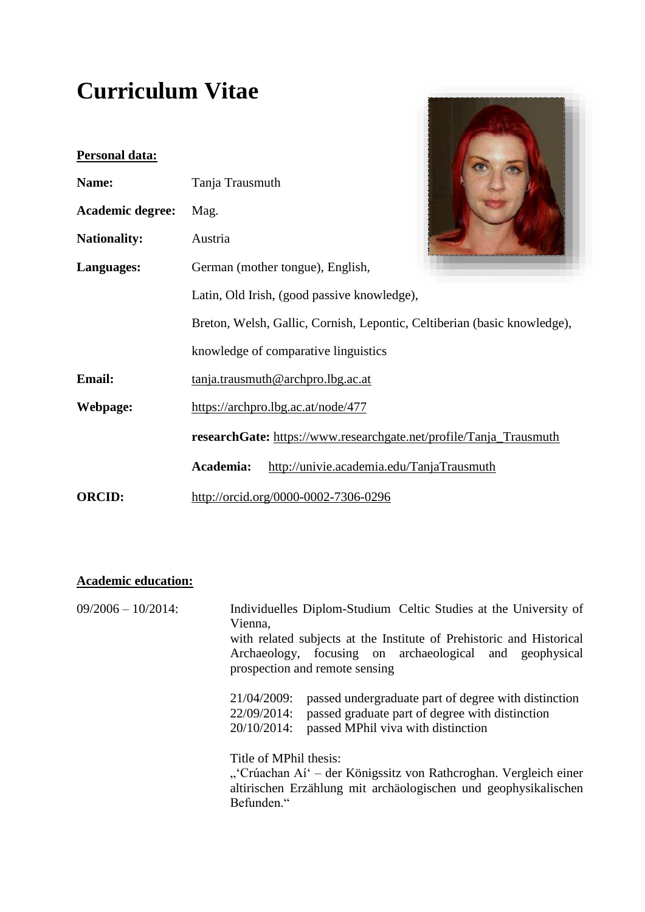# Curriculum Vitae

**Personal data:**

**Name:** Tanja Trausmuth

**Academic degree:** Mag.

**Nationality:** Austria

**Languages:** German (mother tongue), English,
Latin, Old Irish, (good passive knowledge),
Breton, Welsh, Gallic, Cornish, Lepontic, Celtiberian (basic knowledge),
knowledge of comparative linguistics

**Email:** tanja.trausmuth@archpro.lbg.ac.at

**Webpage:** https://archpro.lbg.ac.at/node/477

**researchGate:** https://www.researchgate.net/profile/Tanja_Trausmuth

**Academia:** http://univie.academia.edu/TanjaTrausmuth

**ORCID:** http://orcid.org/0000-0002-7306-0296

**Academic education:**

09/2006 – 10/2014: Individuelles Diplom-Studium Celtic Studies at the University of Vienna,
with related subjects at the Institute of Prehistoric and Historical Archaeology, focusing on archaeological and geophysical prospection and remote sensing

21/04/2009: passed undergraduate part of degree with distinction
22/09/2014: passed graduate part of degree with distinction
20/10/2014: passed MPhil viva with distinction

Title of MPhil thesis:
„'Crúachan Aí' – der Königssitz von Rathcroghan. Vergleich einer altirischen Erzählung mit archäologischen und geophysikalischen Befunden."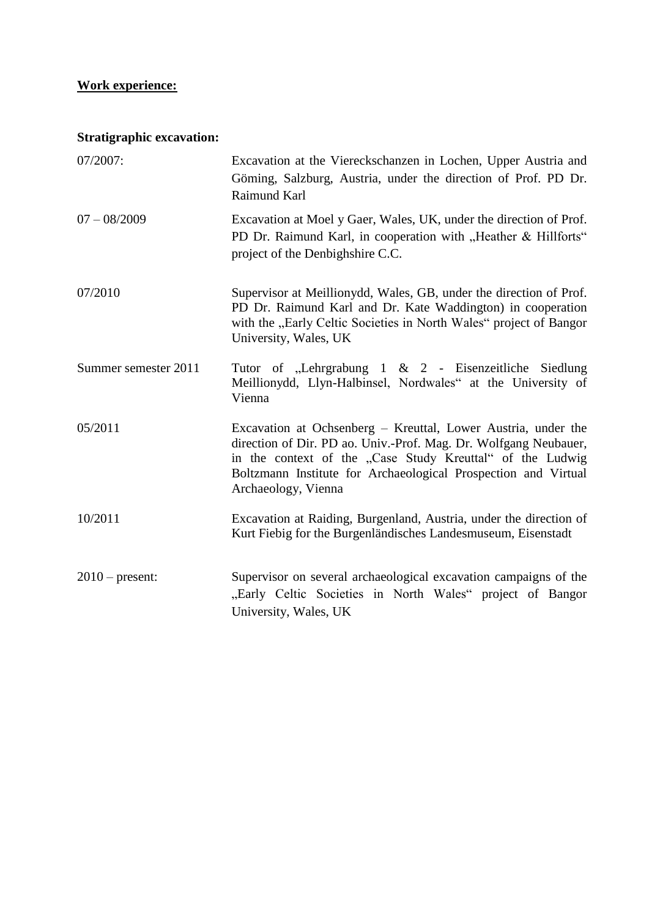**Work experience:**

**Stratigraphic excavation:**

| | |
|---|---|
| 07/2007: | Excavation at the Viereckschanzen in Lochen, Upper Austria and Göming, Salzburg, Austria, under the direction of Prof. PD Dr. Raimund Karl |
| 07 – 08/2009 | Excavation at Moel y Gaer, Wales, UK, under the direction of Prof. PD Dr. Raimund Karl, in cooperation with „Heather & Hillforts" project of the Denbighshire C.C. |
| 07/2010 | Supervisor at Meillionydd, Wales, GB, under the direction of Prof. PD Dr. Raimund Karl and Dr. Kate Waddington) in cooperation with the „Early Celtic Societies in North Wales" project of Bangor University, Wales, UK |
| Summer semester 2011 | Tutor of „Lehrgrabung 1 & 2 - Eisenzeitliche Siedlung Meillionydd, Llyn-Halbinsel, Nordwales" at the University of Vienna |
| 05/2011 | Excavation at Ochsenberg – Kreuttal, Lower Austria, under the direction of Dir. PD ao. Univ.-Prof. Mag. Dr. Wolfgang Neubauer, in the context of the „Case Study Kreuttal" of the Ludwig Boltzmann Institute for Archaeological Prospection and Virtual Archaeology, Vienna |
| 10/2011 | Excavation at Raiding, Burgenland, Austria, under the direction of Kurt Fiebig for the Burgenländisches Landesmuseum, Eisenstadt |
| 2010 – present: | Supervisor on several archaeological excavation campaigns of the „Early Celtic Societies in North Wales" project of Bangor University, Wales, UK |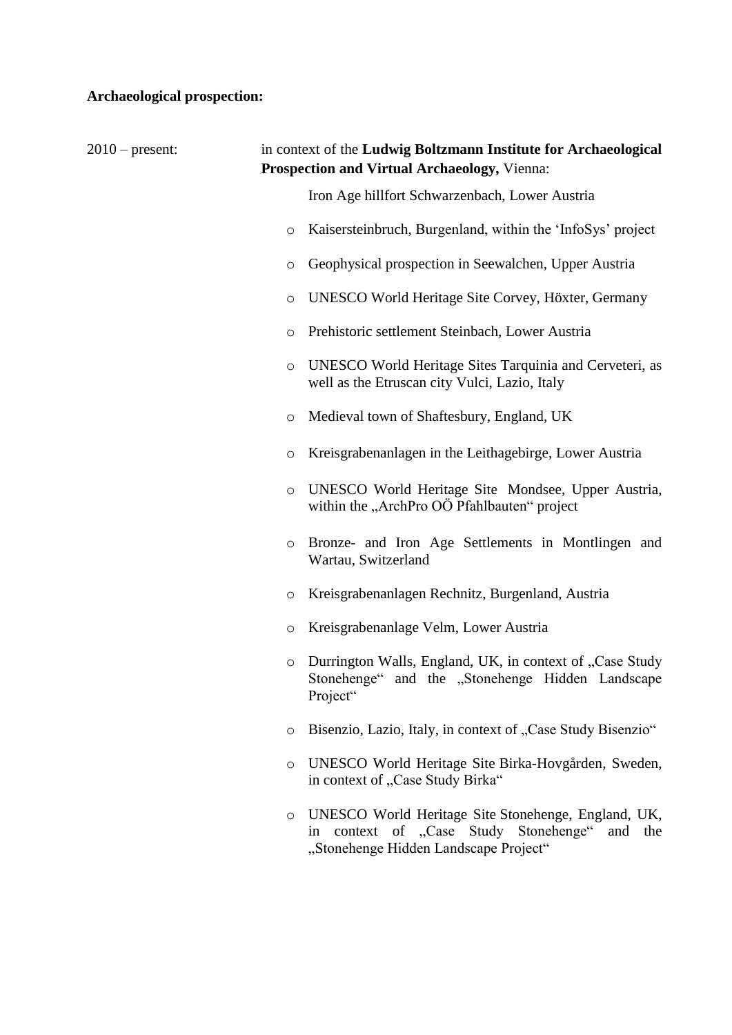**Archaeological prospection:**

2010 – present: in context of the **Ludwig Boltzmann Institute for Archaeological Prospection and Virtual Archaeology,** Vienna:

Iron Age hillfort Schwarzenbach, Lower Austria

- Kaisersteinbruch, Burgenland, within the 'InfoSys' project
- Geophysical prospection in Seewalchen, Upper Austria
- UNESCO World Heritage Site Corvey, Höxter, Germany
- Prehistoric settlement Steinbach, Lower Austria
- UNESCO World Heritage Sites Tarquinia and Cerveteri, as well as the Etruscan city Vulci, Lazio, Italy
- Medieval town of Shaftesbury, England, UK
- Kreisgrabenanlagen in the Leithagebirge, Lower Austria
- UNESCO World Heritage Site Mondsee, Upper Austria, within the „ArchPro OÖ Pfahlbauten" project
- Bronze- and Iron Age Settlements in Montlingen and Wartau, Switzerland
- Kreisgrabenanlagen Rechnitz, Burgenland, Austria
- Kreisgrabenanlage Velm, Lower Austria
- Durrington Walls, England, UK, in context of „Case Study Stonehenge" and the „Stonehenge Hidden Landscape Project"
- Bisenzio, Lazio, Italy, in context of „Case Study Bisenzio"
- UNESCO World Heritage Site Birka-Hovgården, Sweden, in context of „Case Study Birka"
- UNESCO World Heritage Site Stonehenge, England, UK, in context of „Case Study Stonehenge" and the „Stonehenge Hidden Landscape Project"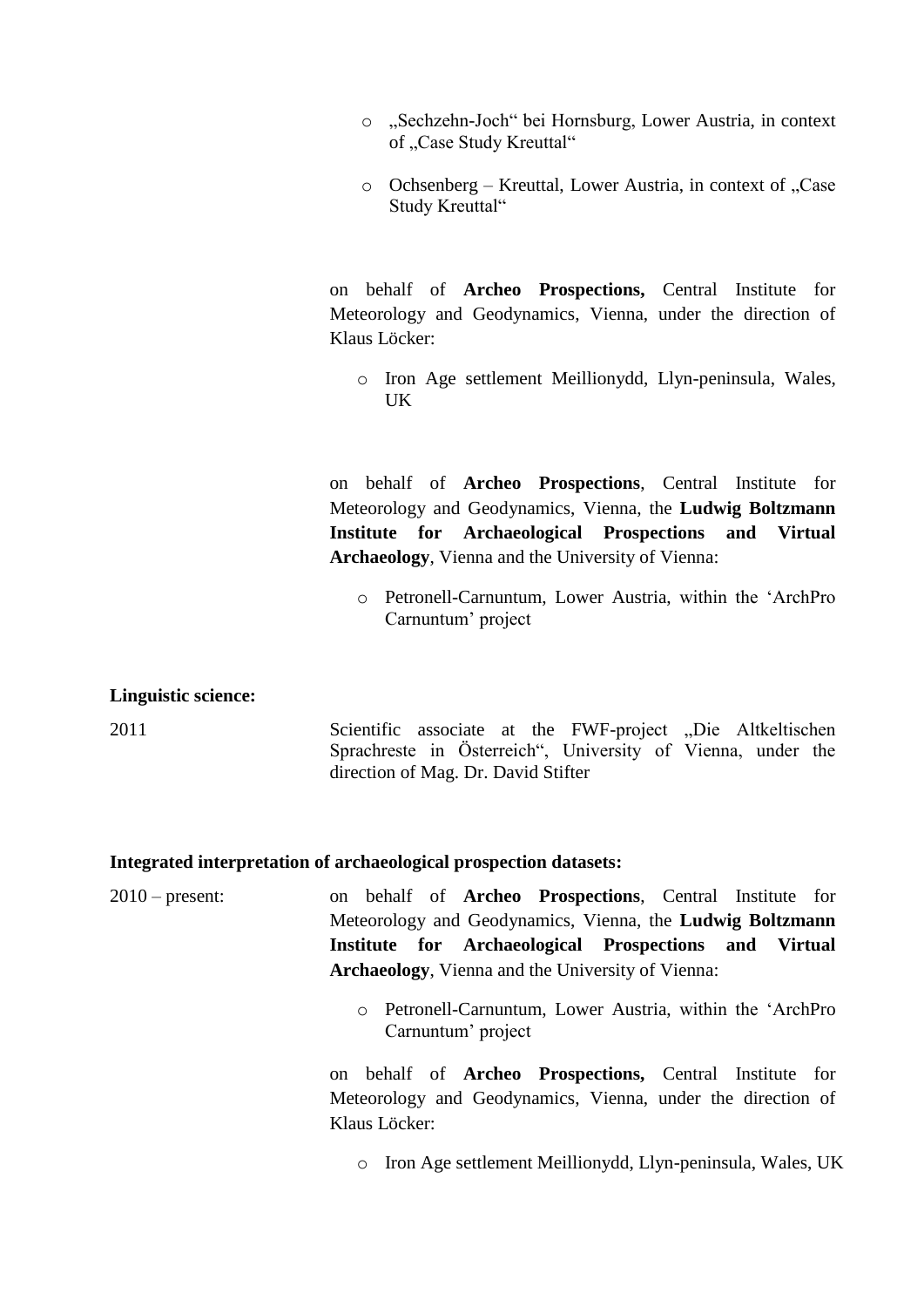- „Sechzehn-Joch" bei Hornsburg, Lower Austria, in context of „Case Study Kreuttal"
- Ochsenberg – Kreuttal, Lower Austria, in context of „Case Study Kreuttal"

on behalf of **Archeo Prospections,** Central Institute for Meteorology and Geodynamics, Vienna, under the direction of Klaus Löcker:

- Iron Age settlement Meillionydd, Llyn-peninsula, Wales, UK

on behalf of **Archeo Prospections**, Central Institute for Meteorology and Geodynamics, Vienna, the **Ludwig Boltzmann Institute for Archaeological Prospections and Virtual Archaeology**, Vienna and the University of Vienna:

- Petronell-Carnuntum, Lower Austria, within the 'ArchPro Carnuntum' project

**Linguistic science:**

2011 Scientific associate at the FWF-project „Die Altkeltischen Sprachreste in Österreich", University of Vienna, under the direction of Mag. Dr. David Stifter

**Integrated interpretation of archaeological prospection datasets:**

2010 – present: on behalf of **Archeo Prospections**, Central Institute for Meteorology and Geodynamics, Vienna, the **Ludwig Boltzmann Institute for Archaeological Prospections and Virtual Archaeology**, Vienna and the University of Vienna:

- Petronell-Carnuntum, Lower Austria, within the 'ArchPro Carnuntum' project

on behalf of **Archeo Prospections,** Central Institute for Meteorology and Geodynamics, Vienna, under the direction of Klaus Löcker:

- Iron Age settlement Meillionydd, Llyn-peninsula, Wales, UK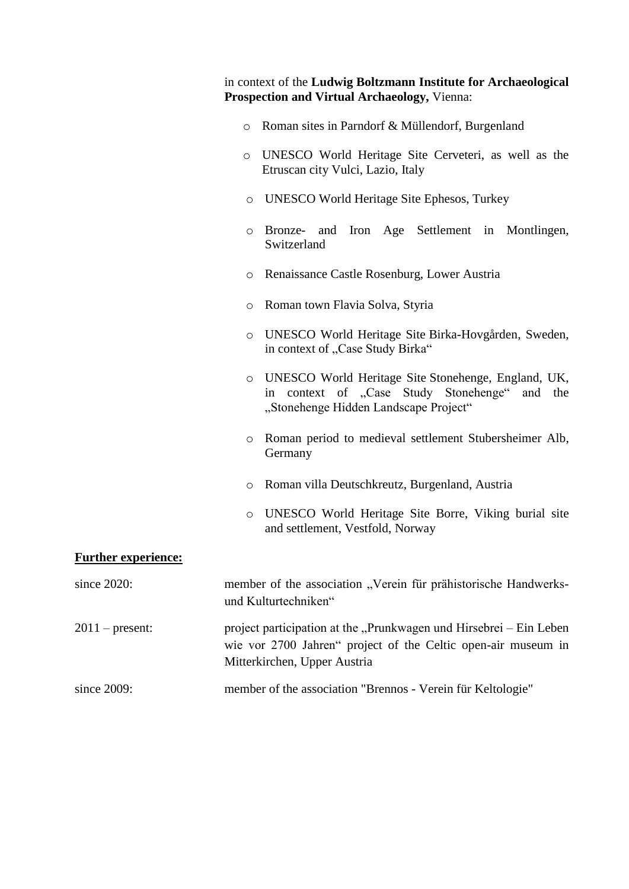in context of the **Ludwig Boltzmann Institute for Archaeological Prospection and Virtual Archaeology,** Vienna:

- Roman sites in Parndorf & Müllendorf, Burgenland
- UNESCO World Heritage Site Cerveteri, as well as the Etruscan city Vulci, Lazio, Italy
- UNESCO World Heritage Site Ephesos, Turkey
- Bronze- and Iron Age Settlement in Montlingen, Switzerland
- Renaissance Castle Rosenburg, Lower Austria
- Roman town Flavia Solva, Styria
- UNESCO World Heritage Site Birka-Hovgården, Sweden, in context of „Case Study Birka"
- UNESCO World Heritage Site Stonehenge, England, UK, in context of „Case Study Stonehenge" and the „Stonehenge Hidden Landscape Project"
- Roman period to medieval settlement Stubersheimer Alb, Germany
- Roman villa Deutschkreutz, Burgenland, Austria
- UNESCO World Heritage Site Borre, Viking burial site and settlement, Vestfold, Norway

**Further experience:**

since 2020: member of the association „Verein für prähistorische Handwerks- und Kulturtechniken"

2011 – present: project participation at the „Prunkwagen und Hirsebrei – Ein Leben wie vor 2700 Jahren" project of the Celtic open-air museum in Mitterkirchen, Upper Austria

since 2009: member of the association "Brennos - Verein für Keltologie"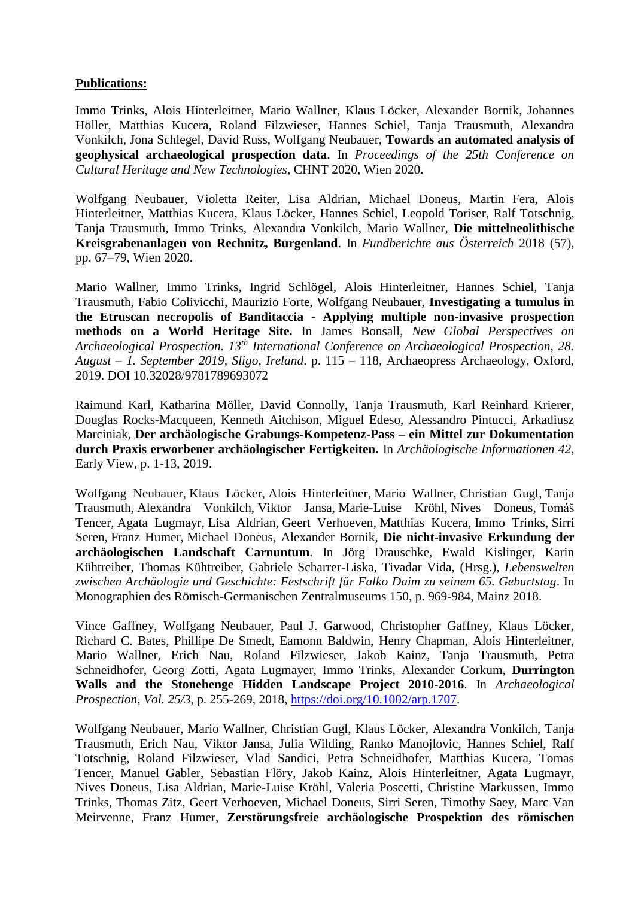**Publications:**

Immo Trinks, Alois Hinterleitner, Mario Wallner, Klaus Löcker, Alexander Bornik, Johannes Höller, Matthias Kucera, Roland Filzwieser, Hannes Schiel, Tanja Trausmuth, Alexandra Vonkilch, Jona Schlegel, David Russ, Wolfgang Neubauer, **Towards an automated analysis of geophysical archaeological prospection data**. In *Proceedings of the 25th Conference on Cultural Heritage and New Technologies*, CHNT 2020, Wien 2020.

Wolfgang Neubauer, Violetta Reiter, Lisa Aldrian, Michael Doneus, Martin Fera, Alois Hinterleitner, Matthias Kucera, Klaus Löcker, Hannes Schiel, Leopold Toriser, Ralf Totschnig, Tanja Trausmuth, Immo Trinks, Alexandra Vonkilch, Mario Wallner, **Die mittelneolithische Kreisgrabenanlagen von Rechnitz, Burgenland**. In *Fundberichte aus Österreich* 2018 (57), pp. 67–79, Wien 2020.

Mario Wallner, Immo Trinks, Ingrid Schlögel, Alois Hinterleitner, Hannes Schiel, Tanja Trausmuth, Fabio Colivicchi, Maurizio Forte, Wolfgang Neubauer, **Investigating a tumulus in the Etruscan necropolis of Banditaccia - Applying multiple non-invasive prospection methods on a World Heritage Site.** In James Bonsall, *New Global Perspectives on Archaeological Prospection. 13th International Conference on Archaeological Prospection, 28. August – 1. September 2019, Sligo, Ireland*. p. 115 – 118, Archaeopress Archaeology, Oxford, 2019. DOI 10.32028/9781789693072

Raimund Karl, Katharina Möller, David Connolly, Tanja Trausmuth, Karl Reinhard Krierer, Douglas Rocks-Macqueen, Kenneth Aitchison, Miguel Edeso, Alessandro Pintucci, Arkadiusz Marciniak, **Der archäologische Grabungs-Kompetenz-Pass – ein Mittel zur Dokumentation durch Praxis erworbener archäologischer Fertigkeiten.** In *Archäologische Informationen 42*, Early View, p. 1-13, 2019.

Wolfgang Neubauer, Klaus Löcker, Alois Hinterleitner, Mario Wallner, Christian Gugl, Tanja Trausmuth, Alexandra Vonkilch, Viktor Jansa, Marie-Luise Kröhl, Nives Doneus, Tomáš Tencer, Agata Lugmayr, Lisa Aldrian, Geert Verhoeven, Matthias Kucera, Immo Trinks, Sirri Seren, Franz Humer, Michael Doneus, Alexander Bornik, **Die nicht-invasive Erkundung der archäologischen Landschaft Carnuntum**. In Jörg Drauschke, Ewald Kislinger, Karin Kühtreiber, Thomas Kühtreiber, Gabriele Scharrer-Liska, Tivadar Vida, (Hrsg.), *Lebenswelten zwischen Archäologie und Geschichte: Festschrift für Falko Daim zu seinem 65. Geburtstag*. In Monographien des Römisch-Germanischen Zentralmuseums 150, p. 969-984, Mainz 2018.

Vince Gaffney, Wolfgang Neubauer, Paul J. Garwood, Christopher Gaffney, Klaus Löcker, Richard C. Bates, Phillipe De Smedt, Eamonn Baldwin, Henry Chapman, Alois Hinterleitner, Mario Wallner, Erich Nau, Roland Filzwieser, Jakob Kainz, Tanja Trausmuth, Petra Schneidhofer, Georg Zotti, Agata Lugmayer, Immo Trinks, Alexander Corkum, **Durrington Walls and the Stonehenge Hidden Landscape Project 2010-2016**. In *Archaeological Prospection, Vol. 25/3*, p. 255-269, 2018, https://doi.org/10.1002/arp.1707.

Wolfgang Neubauer, Mario Wallner, Christian Gugl, Klaus Löcker, Alexandra Vonkilch, Tanja Trausmuth, Erich Nau, Viktor Jansa, Julia Wilding, Ranko Manojlovic, Hannes Schiel, Ralf Totschnig, Roland Filzwieser, Vlad Sandici, Petra Schneidhofer, Matthias Kucera, Tomas Tencer, Manuel Gabler, Sebastian Flöry, Jakob Kainz, Alois Hinterleitner, Agata Lugmayr, Nives Doneus, Lisa Aldrian, Marie-Luise Kröhl, Valeria Poscetti, Christine Markussen, Immo Trinks, Thomas Zitz, Geert Verhoeven, Michael Doneus, Sirri Seren, Timothy Saey, Marc Van Meirvenne, Franz Humer, **Zerstörungsfreie archäologische Prospektion des römischen**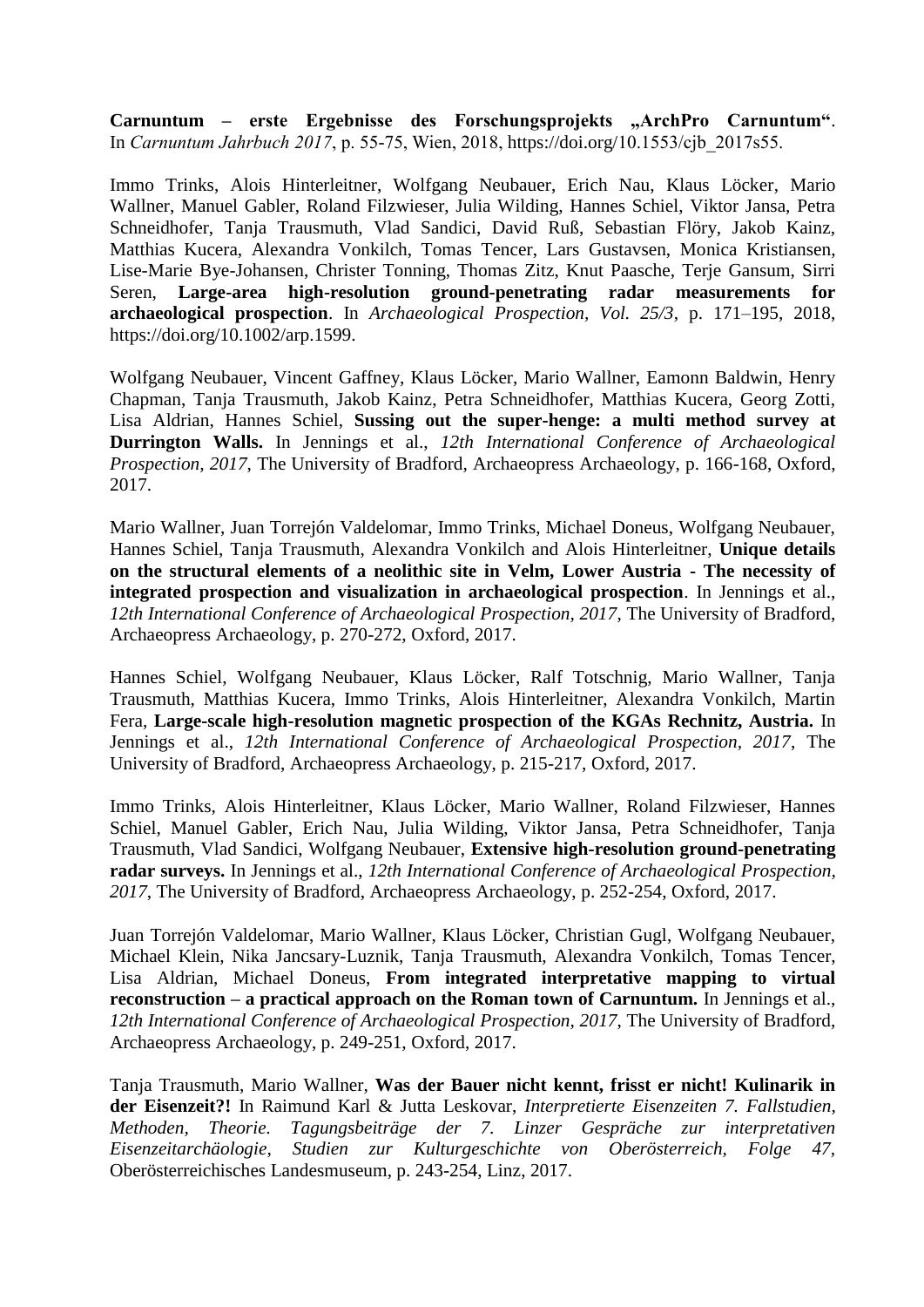**Carnuntum – erste Ergebnisse des Forschungsprojekts „ArchPro Carnuntum"**. In *Carnuntum Jahrbuch 2017*, p. 55-75, Wien, 2018, https://doi.org/10.1553/cjb_2017s55.

Immo Trinks, Alois Hinterleitner, Wolfgang Neubauer, Erich Nau, Klaus Löcker, Mario Wallner, Manuel Gabler, Roland Filzwieser, Julia Wilding, Hannes Schiel, Viktor Jansa, Petra Schneidhofer, Tanja Trausmuth, Vlad Sandici, David Ruß, Sebastian Flöry, Jakob Kainz, Matthias Kucera, Alexandra Vonkilch, Tomas Tencer, Lars Gustavsen, Monica Kristiansen, Lise-Marie Bye-Johansen, Christer Tonning, Thomas Zitz, Knut Paasche, Terje Gansum, Sirri Seren, **Large-area high-resolution ground-penetrating radar measurements for archaeological prospection**. In *Archaeological Prospection, Vol. 25/3*, p. 171–195, 2018, https://doi.org/10.1002/arp.1599.

Wolfgang Neubauer, Vincent Gaffney, Klaus Löcker, Mario Wallner, Eamonn Baldwin, Henry Chapman, Tanja Trausmuth, Jakob Kainz, Petra Schneidhofer, Matthias Kucera, Georg Zotti, Lisa Aldrian, Hannes Schiel, **Sussing out the super-henge: a multi method survey at Durrington Walls.** In Jennings et al., *12th International Conference of Archaeological Prospection, 2017*, The University of Bradford, Archaeopress Archaeology, p. 166-168, Oxford, 2017.

Mario Wallner, Juan Torrejón Valdelomar, Immo Trinks, Michael Doneus, Wolfgang Neubauer, Hannes Schiel, Tanja Trausmuth, Alexandra Vonkilch and Alois Hinterleitner, **Unique details on the structural elements of a neolithic site in Velm, Lower Austria - The necessity of integrated prospection and visualization in archaeological prospection**. In Jennings et al., *12th International Conference of Archaeological Prospection, 2017*, The University of Bradford, Archaeopress Archaeology, p. 270-272, Oxford, 2017.

Hannes Schiel, Wolfgang Neubauer, Klaus Löcker, Ralf Totschnig, Mario Wallner, Tanja Trausmuth, Matthias Kucera, Immo Trinks, Alois Hinterleitner, Alexandra Vonkilch, Martin Fera, **Large-scale high-resolution magnetic prospection of the KGAs Rechnitz, Austria.** In Jennings et al., *12th International Conference of Archaeological Prospection, 2017*, The University of Bradford, Archaeopress Archaeology, p. 215-217, Oxford, 2017.

Immo Trinks, Alois Hinterleitner, Klaus Löcker, Mario Wallner, Roland Filzwieser, Hannes Schiel, Manuel Gabler, Erich Nau, Julia Wilding, Viktor Jansa, Petra Schneidhofer, Tanja Trausmuth, Vlad Sandici, Wolfgang Neubauer, **Extensive high-resolution ground-penetrating radar surveys.** In Jennings et al., *12th International Conference of Archaeological Prospection, 2017*, The University of Bradford, Archaeopress Archaeology, p. 252-254, Oxford, 2017.

Juan Torrejón Valdelomar, Mario Wallner, Klaus Löcker, Christian Gugl, Wolfgang Neubauer, Michael Klein, Nika Jancsary-Luznik, Tanja Trausmuth, Alexandra Vonkilch, Tomas Tencer, Lisa Aldrian, Michael Doneus, **From integrated interpretative mapping to virtual reconstruction – a practical approach on the Roman town of Carnuntum.** In Jennings et al., *12th International Conference of Archaeological Prospection, 2017*, The University of Bradford, Archaeopress Archaeology, p. 249-251, Oxford, 2017.

Tanja Trausmuth, Mario Wallner, **Was der Bauer nicht kennt, frisst er nicht! Kulinarik in der Eisenzeit?!** In Raimund Karl & Jutta Leskovar, *Interpretierte Eisenzeiten 7. Fallstudien, Methoden, Theorie. Tagungsbeiträge der 7. Linzer Gespräche zur interpretativen Eisenzeitarchäologie, Studien zur Kulturgeschichte von Oberösterreich, Folge 47*, Oberösterreichisches Landesmuseum, p. 243-254, Linz, 2017.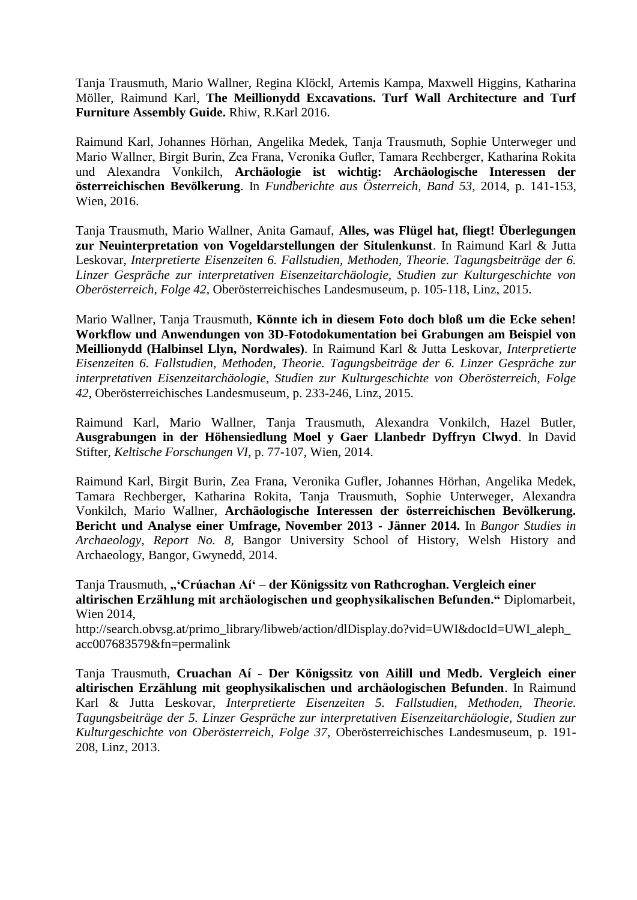Tanja Trausmuth, Mario Wallner, Regina Klöckl, Artemis Kampa, Maxwell Higgins, Katharina Möller, Raimund Karl, **The Meillionydd Excavations. Turf Wall Architecture and Turf Furniture Assembly Guide.** Rhiw, R.Karl 2016.

Raimund Karl, Johannes Hörhan, Angelika Medek, Tanja Trausmuth, Sophie Unterweger und Mario Wallner, Birgit Burin, Zea Frana, Veronika Gufler, Tamara Rechberger, Katharina Rokita und Alexandra Vonkilch, **Archäologie ist wichtig: Archäologische Interessen der österreichischen Bevölkerung**. In *Fundberichte aus Österreich, Band 53*, 2014, p. 141-153, Wien, 2016.

Tanja Trausmuth, Mario Wallner, Anita Gamauf, **Alles, was Flügel hat, fliegt! Überlegungen zur Neuinterpretation von Vogeldarstellungen der Situlenkunst**. In Raimund Karl & Jutta Leskovar, *Interpretierte Eisenzeiten 6. Fallstudien, Methoden, Theorie. Tagungsbeiträge der 6. Linzer Gespräche zur interpretativen Eisenzeitarchäologie, Studien zur Kulturgeschichte von Oberösterreich, Folge 42,* Oberösterreichisches Landesmuseum, p. 105-118, Linz, 2015.

Mario Wallner, Tanja Trausmuth, **Könnte ich in diesem Foto doch bloß um die Ecke sehen! Workflow und Anwendungen von 3D-Fotodokumentation bei Grabungen am Beispiel von Meillionydd (Halbinsel Llyn, Nordwales)**. In Raimund Karl & Jutta Leskovar, *Interpretierte Eisenzeiten 6. Fallstudien, Methoden, Theorie. Tagungsbeiträge der 6. Linzer Gespräche zur interpretativen Eisenzeitarchäologie, Studien zur Kulturgeschichte von Oberösterreich, Folge 42,* Oberösterreichisches Landesmuseum, p. 233-246, Linz, 2015.

Raimund Karl, Mario Wallner, Tanja Trausmuth, Alexandra Vonkilch, Hazel Butler, **Ausgrabungen in der Höhensiedlung Moel y Gaer Llanbedr Dyffryn Clwyd**. In David Stifter, *Keltische Forschungen VI*, p. 77-107, Wien, 2014.

Raimund Karl, Birgit Burin, Zea Frana, Veronika Gufler, Johannes Hörhan, Angelika Medek, Tamara Rechberger, Katharina Rokita, Tanja Trausmuth, Sophie Unterweger, Alexandra Vonkilch, Mario Wallner, **Archäologische Interessen der österreichischen Bevölkerung. Bericht und Analyse einer Umfrage, November 2013 - Jänner 2014.** In *Bangor Studies in Archaeology, Report No. 8,* Bangor University School of History, Welsh History and Archaeology, Bangor, Gwynedd, 2014.

Tanja Trausmuth, **„'Crúachan Aí' – der Königssitz von Rathcroghan. Vergleich einer altirischen Erzählung mit archäologischen und geophysikalischen Befunden."** Diplomarbeit, Wien 2014,
http://search.obvsg.at/primo_library/libweb/action/dlDisplay.do?vid=UWI&docId=UWI_aleph_acc007683579&fn=permalink

Tanja Trausmuth, **Cruachan Aí - Der Königssitz von Ailill und Medb. Vergleich einer altirischen Erzählung mit geophysikalischen und archäologischen Befunden**. In Raimund Karl & Jutta Leskovar, *Interpretierte Eisenzeiten 5. Fallstudien, Methoden, Theorie. Tagungsbeiträge der 5. Linzer Gespräche zur interpretativen Eisenzeitarchäologie, Studien zur Kulturgeschichte von Oberösterreich, Folge 37,* Oberösterreichisches Landesmuseum, p. 191-208, Linz, 2013.